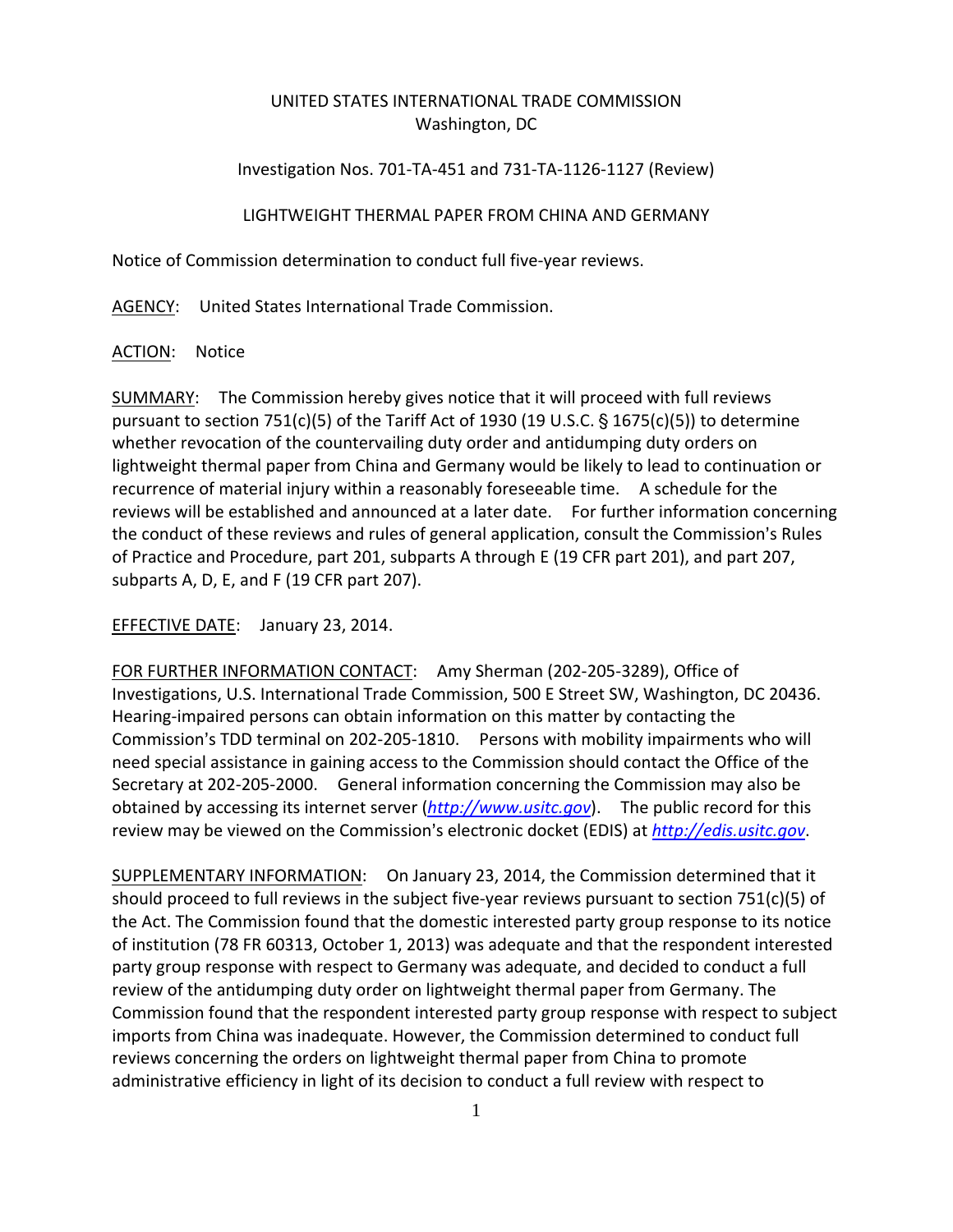UNITED STATES INTERNATIONAL TRADE COMMISSION
Washington, DC

Investigation Nos. 701-TA-451 and 731-TA-1126-1127 (Review)

LIGHTWEIGHT THERMAL PAPER FROM CHINA AND GERMANY

Notice of Commission determination to conduct full five-year reviews.

AGENCY: United States International Trade Commission.

ACTION: Notice

SUMMARY: The Commission hereby gives notice that it will proceed with full reviews pursuant to section 751(c)(5) of the Tariff Act of 1930 (19 U.S.C. § 1675(c)(5)) to determine whether revocation of the countervailing duty order and antidumping duty orders on lightweight thermal paper from China and Germany would be likely to lead to continuation or recurrence of material injury within a reasonably foreseeable time. A schedule for the reviews will be established and announced at a later date. For further information concerning the conduct of these reviews and rules of general application, consult the Commission's Rules of Practice and Procedure, part 201, subparts A through E (19 CFR part 201), and part 207, subparts A, D, E, and F (19 CFR part 207).

EFFECTIVE DATE: January 23, 2014.

FOR FURTHER INFORMATION CONTACT: Amy Sherman (202-205-3289), Office of Investigations, U.S. International Trade Commission, 500 E Street SW, Washington, DC 20436. Hearing-impaired persons can obtain information on this matter by contacting the Commission's TDD terminal on 202-205-1810. Persons with mobility impairments who will need special assistance in gaining access to the Commission should contact the Office of the Secretary at 202-205-2000. General information concerning the Commission may also be obtained by accessing its internet server (*http://www.usitc.gov*). The public record for this review may be viewed on the Commission's electronic docket (EDIS) at *http://edis.usitc.gov*.

SUPPLEMENTARY INFORMATION: On January 23, 2014, the Commission determined that it should proceed to full reviews in the subject five-year reviews pursuant to section 751(c)(5) of the Act. The Commission found that the domestic interested party group response to its notice of institution (78 FR 60313, October 1, 2013) was adequate and that the respondent interested party group response with respect to Germany was adequate, and decided to conduct a full review of the antidumping duty order on lightweight thermal paper from Germany. The Commission found that the respondent interested party group response with respect to subject imports from China was inadequate. However, the Commission determined to conduct full reviews concerning the orders on lightweight thermal paper from China to promote administrative efficiency in light of its decision to conduct a full review with respect to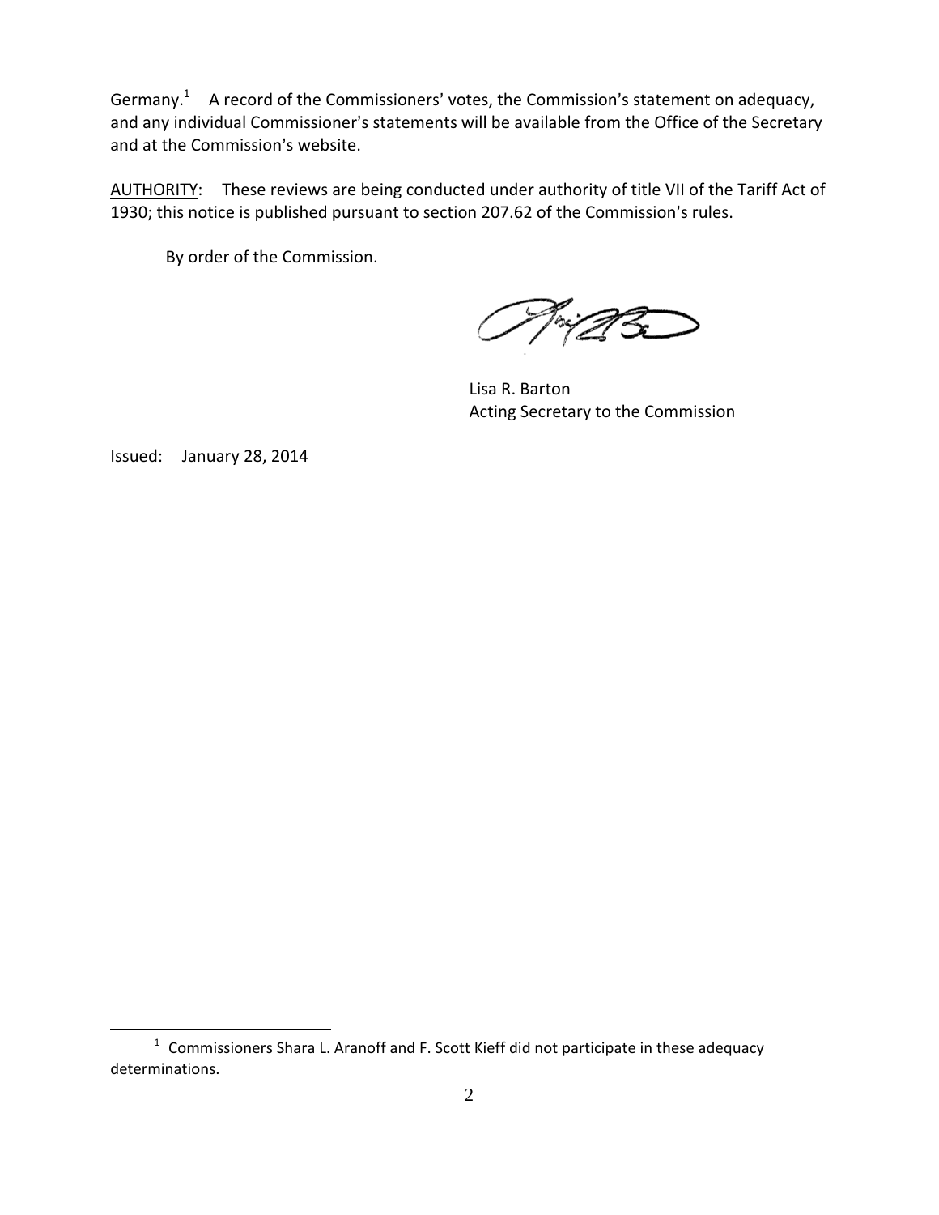Germany.[1] A record of the Commissioners' votes, the Commission's statement on adequacy, and any individual Commissioner's statements will be available from the Office of the Secretary and at the Commission's website.

AUTHORITY: These reviews are being conducted under authority of title VII of the Tariff Act of 1930; this notice is published pursuant to section 207.62 of the Commission's rules.

By order of the Commission.

Lisa R. Barton
Acting Secretary to the Commission

Issued: January 28, 2014

[1] Commissioners Shara L. Aranoff and F. Scott Kieff did not participate in these adequacy determinations.